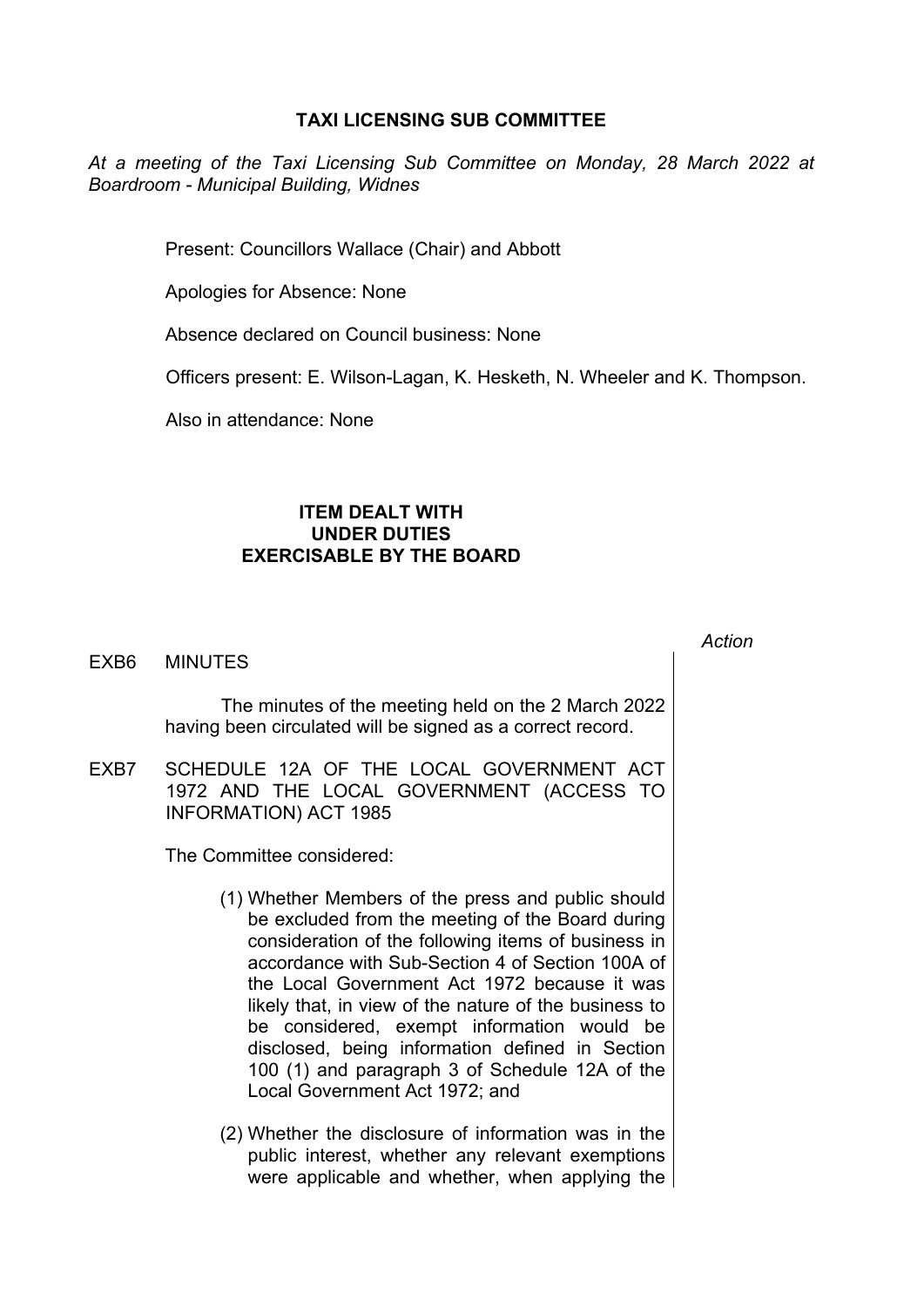# TAXI LICENSING SUB COMMITTEE

*At a meeting of the Taxi Licensing Sub Committee on Monday, 28 March 2022 at Boardroom - Municipal Building, Widnes*

Present: Councillors Wallace (Chair) and Abbott

Apologies for Absence: None

Absence declared on Council business: None

Officers present: E. Wilson-Lagan, K. Hesketh, N. Wheeler and K. Thompson.

Also in attendance: None

## ITEM DEALT WITH UNDER DUTIES EXERCISABLE BY THE BOARD

*Action*

**EXB6 MINUTES**

The minutes of the meeting held on the 2 March 2022 having been circulated will be signed as a correct record.

**EXB7 SCHEDULE 12A OF THE LOCAL GOVERNMENT ACT 1972 AND THE LOCAL GOVERNMENT (ACCESS TO INFORMATION) ACT 1985**

The Committee considered:

(1) Whether Members of the press and public should be excluded from the meeting of the Board during consideration of the following items of business in accordance with Sub-Section 4 of Section 100A of the Local Government Act 1972 because it was likely that, in view of the nature of the business to be considered, exempt information would be disclosed, being information defined in Section 100 (1) and paragraph 3 of Schedule 12A of the Local Government Act 1972; and

(2) Whether the disclosure of information was in the public interest, whether any relevant exemptions were applicable and whether, when applying the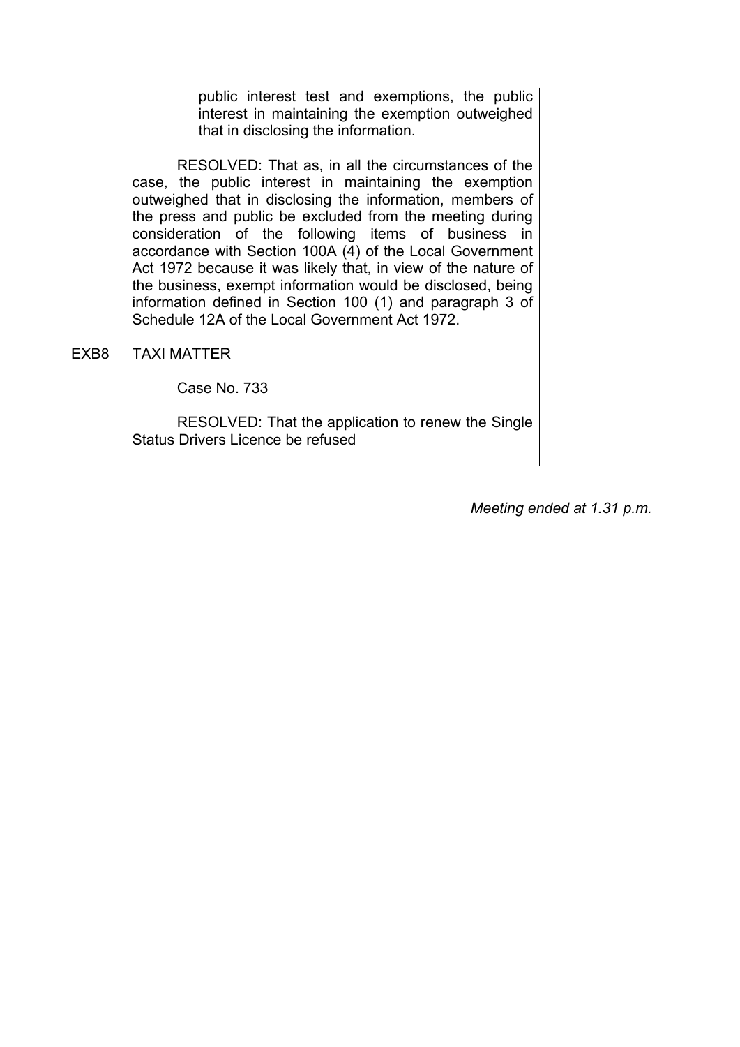public interest test and exemptions, the public interest in maintaining the exemption outweighed that in disclosing the information.

RESOLVED: That as, in all the circumstances of the case, the public interest in maintaining the exemption outweighed that in disclosing the information, members of the press and public be excluded from the meeting during consideration of the following items of business in accordance with Section 100A (4) of the Local Government Act 1972 because it was likely that, in view of the nature of the business, exempt information would be disclosed, being information defined in Section 100 (1) and paragraph 3 of Schedule 12A of the Local Government Act 1972.

EXB8 TAXI MATTER

Case No. 733

RESOLVED: That the application to renew the Single Status Drivers Licence be refused

*Meeting ended at 1.31 p.m.*